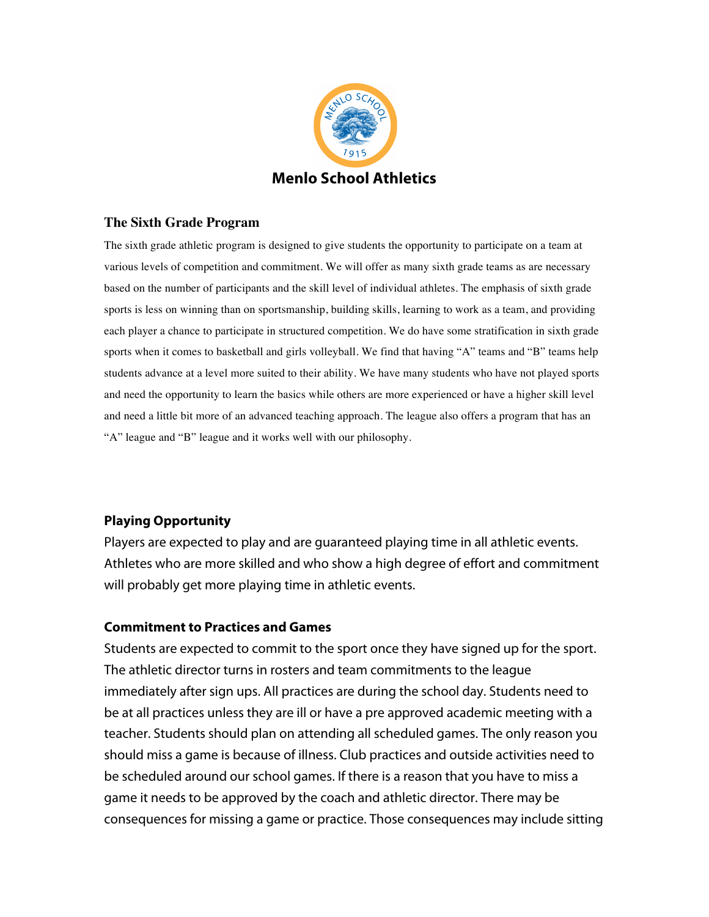# Menlo School Athletics

## The Sixth Grade Program

The sixth grade athletic program is designed to give students the opportunity to participate on a team at various levels of competition and commitment. We will offer as many sixth grade teams as are necessary based on the number of participants and the skill level of individual athletes. The emphasis of sixth grade sports is less on winning than on sportsmanship, building skills, learning to work as a team, and providing each player a chance to participate in structured competition. We do have some stratification in sixth grade sports when it comes to basketball and girls volleyball. We find that having "A" teams and "B" teams help students advance at a level more suited to their ability. We have many students who have not played sports and need the opportunity to learn the basics while others are more experienced or have a higher skill level and need a little bit more of an advanced teaching approach. The league also offers a program that has an "A" league and "B" league and it works well with our philosophy.

### Playing Opportunity

Players are expected to play and are guaranteed playing time in all athletic events. Athletes who are more skilled and who show a high degree of effort and commitment will probably get more playing time in athletic events.

### Commitment to Practices and Games

Students are expected to commit to the sport once they have signed up for the sport. The athletic director turns in rosters and team commitments to the league immediately after sign ups. All practices are during the school day. Students need to be at all practices unless they are ill or have a pre approved academic meeting with a teacher. Students should plan on attending all scheduled games. The only reason you should miss a game is because of illness. Club practices and outside activities need to be scheduled around our school games. If there is a reason that you have to miss a game it needs to be approved by the coach and athletic director. There may be consequences for missing a game or practice. Those consequences may include sitting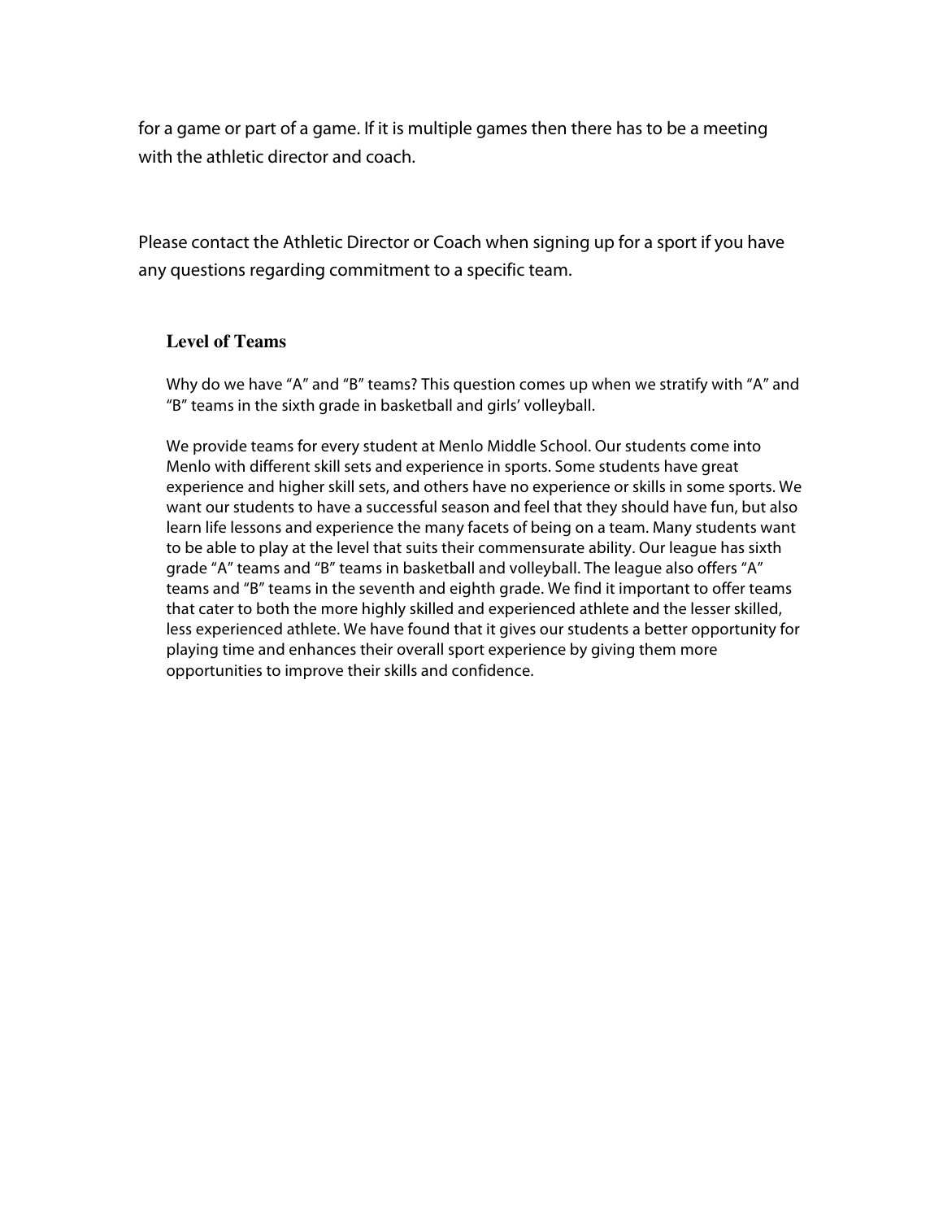for a game or part of a game. If it is multiple games then there has to be a meeting with the athletic director and coach.

Please contact the Athletic Director or Coach when signing up for a sport if you have any questions regarding commitment to a specific team.

### Level of Teams

Why do we have "A" and "B" teams? This question comes up when we stratify with "A" and "B" teams in the sixth grade in basketball and girls' volleyball.

We provide teams for every student at Menlo Middle School. Our students come into Menlo with different skill sets and experience in sports. Some students have great experience and higher skill sets, and others have no experience or skills in some sports. We want our students to have a successful season and feel that they should have fun, but also learn life lessons and experience the many facets of being on a team. Many students want to be able to play at the level that suits their commensurate ability. Our league has sixth grade "A" teams and "B" teams in basketball and volleyball. The league also offers "A" teams and "B" teams in the seventh and eighth grade. We find it important to offer teams that cater to both the more highly skilled and experienced athlete and the lesser skilled, less experienced athlete. We have found that it gives our students a better opportunity for playing time and enhances their overall sport experience by giving them more opportunities to improve their skills and confidence.